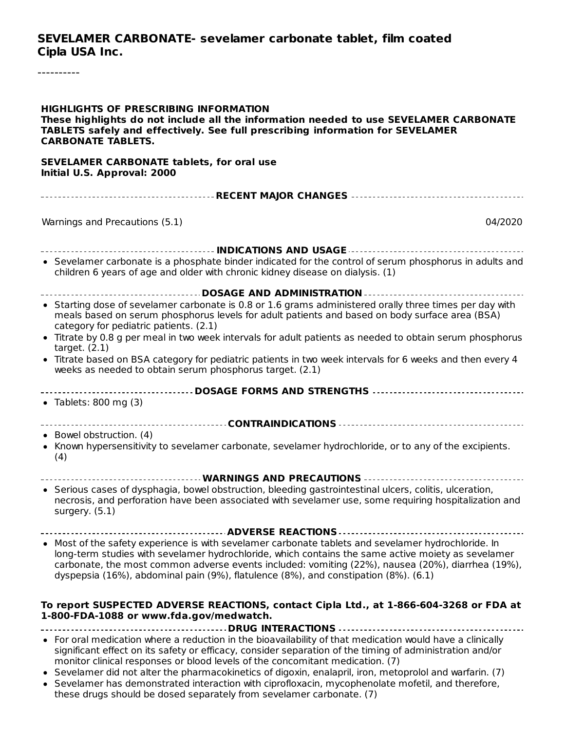**SEVELAMER CARBONATE- sevelamer carbonate tablet, film coated**
**Cipla USA Inc.**

----------

**HIGHLIGHTS OF PRESCRIBING INFORMATION**
**These highlights do not include all the information needed to use SEVELAMER CARBONATE TABLETS safely and effectively. See full prescribing information for SEVELAMER CARBONATE TABLETS.**

**SEVELAMER CARBONATE tablets, for oral use**
**Initial U.S. Approval: 2000**

**RECENT MAJOR CHANGES**

Warnings and Precautions (5.1) 04/2020

**INDICATIONS AND USAGE**

- Sevelamer carbonate is a phosphate binder indicated for the control of serum phosphorus in adults and children 6 years of age and older with chronic kidney disease on dialysis. (1)

**DOSAGE AND ADMINISTRATION**

- Starting dose of sevelamer carbonate is 0.8 or 1.6 grams administered orally three times per day with meals based on serum phosphorus levels for adult patients and based on body surface area (BSA) category for pediatric patients. (2.1)
- Titrate by 0.8 g per meal in two week intervals for adult patients as needed to obtain serum phosphorus target. (2.1)
- Titrate based on BSA category for pediatric patients in two week intervals for 6 weeks and then every 4 weeks as needed to obtain serum phosphorus target. (2.1)

**DOSAGE FORMS AND STRENGTHS**

- Tablets: 800 mg (3)

**CONTRAINDICATIONS**

- Bowel obstruction. (4)
- Known hypersensitivity to sevelamer carbonate, sevelamer hydrochloride, or to any of the excipients. (4)

**WARNINGS AND PRECAUTIONS**

- Serious cases of dysphagia, bowel obstruction, bleeding gastrointestinal ulcers, colitis, ulceration, necrosis, and perforation have been associated with sevelamer use, some requiring hospitalization and surgery. (5.1)

**ADVERSE REACTIONS**

- Most of the safety experience is with sevelamer carbonate tablets and sevelamer hydrochloride. In long-term studies with sevelamer hydrochloride, which contains the same active moiety as sevelamer carbonate, the most common adverse events included: vomiting (22%), nausea (20%), diarrhea (19%), dyspepsia (16%), abdominal pain (9%), flatulence (8%), and constipation (8%). (6.1)

**To report SUSPECTED ADVERSE REACTIONS, contact Cipla Ltd., at 1-866-604-3268 or FDA at 1-800-FDA-1088 or www.fda.gov/medwatch.**

**DRUG INTERACTIONS**

- For oral medication where a reduction in the bioavailability of that medication would have a clinically significant effect on its safety or efficacy, consider separation of the timing of administration and/or monitor clinical responses or blood levels of the concomitant medication. (7)
- Sevelamer did not alter the pharmacokinetics of digoxin, enalapril, iron, metoprolol and warfarin. (7)
- Sevelamer has demonstrated interaction with ciprofloxacin, mycophenolate mofetil, and therefore, these drugs should be dosed separately from sevelamer carbonate. (7)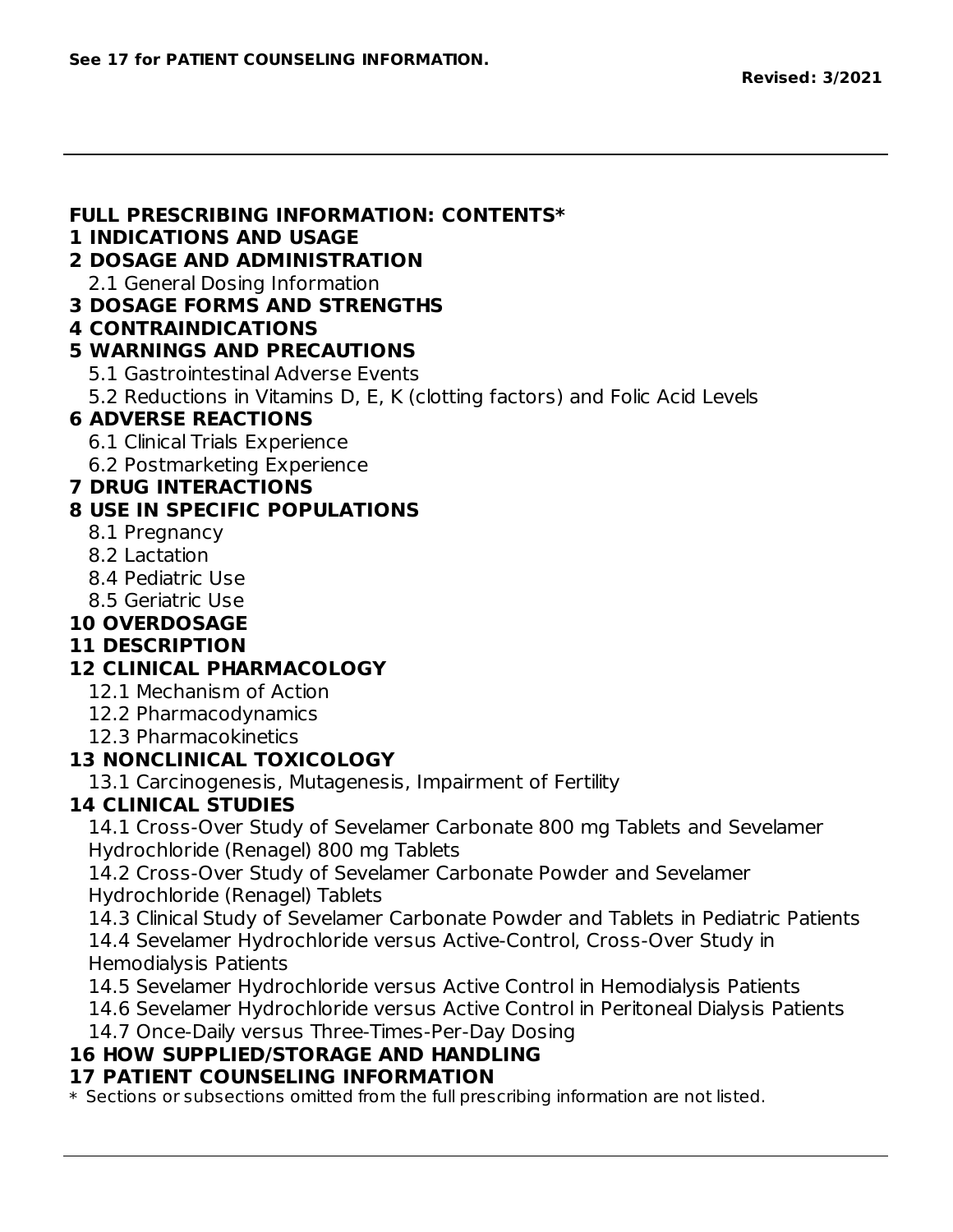**See 17 for PATIENT COUNSELING INFORMATION.**

**Revised: 3/2021**

---

## FULL PRESCRIBING INFORMATION: CONTENTS*

**1 INDICATIONS AND USAGE**

**2 DOSAGE AND ADMINISTRATION**

- 2.1 General Dosing Information

**3 DOSAGE FORMS AND STRENGTHS**

**4 CONTRAINDICATIONS**

**5 WARNINGS AND PRECAUTIONS**

- 5.1 Gastrointestinal Adverse Events
- 5.2 Reductions in Vitamins D, E, K (clotting factors) and Folic Acid Levels

**6 ADVERSE REACTIONS**

- 6.1 Clinical Trials Experience
- 6.2 Postmarketing Experience

**7 DRUG INTERACTIONS**

**8 USE IN SPECIFIC POPULATIONS**

- 8.1 Pregnancy
- 8.2 Lactation
- 8.4 Pediatric Use
- 8.5 Geriatric Use

**10 OVERDOSAGE**

**11 DESCRIPTION**

**12 CLINICAL PHARMACOLOGY**

- 12.1 Mechanism of Action
- 12.2 Pharmacodynamics
- 12.3 Pharmacokinetics

**13 NONCLINICAL TOXICOLOGY**

- 13.1 Carcinogenesis, Mutagenesis, Impairment of Fertility

**14 CLINICAL STUDIES**

- 14.1 Cross-Over Study of Sevelamer Carbonate 800 mg Tablets and Sevelamer Hydrochloride (Renagel) 800 mg Tablets
- 14.2 Cross-Over Study of Sevelamer Carbonate Powder and Sevelamer Hydrochloride (Renagel) Tablets
- 14.3 Clinical Study of Sevelamer Carbonate Powder and Tablets in Pediatric Patients
- 14.4 Sevelamer Hydrochloride versus Active-Control, Cross-Over Study in Hemodialysis Patients
- 14.5 Sevelamer Hydrochloride versus Active Control in Hemodialysis Patients
- 14.6 Sevelamer Hydrochloride versus Active Control in Peritoneal Dialysis Patients
- 14.7 Once-Daily versus Three-Times-Per-Day Dosing

**16 HOW SUPPLIED/STORAGE AND HANDLING**

**17 PATIENT COUNSELING INFORMATION**

* Sections or subsections omitted from the full prescribing information are not listed.

---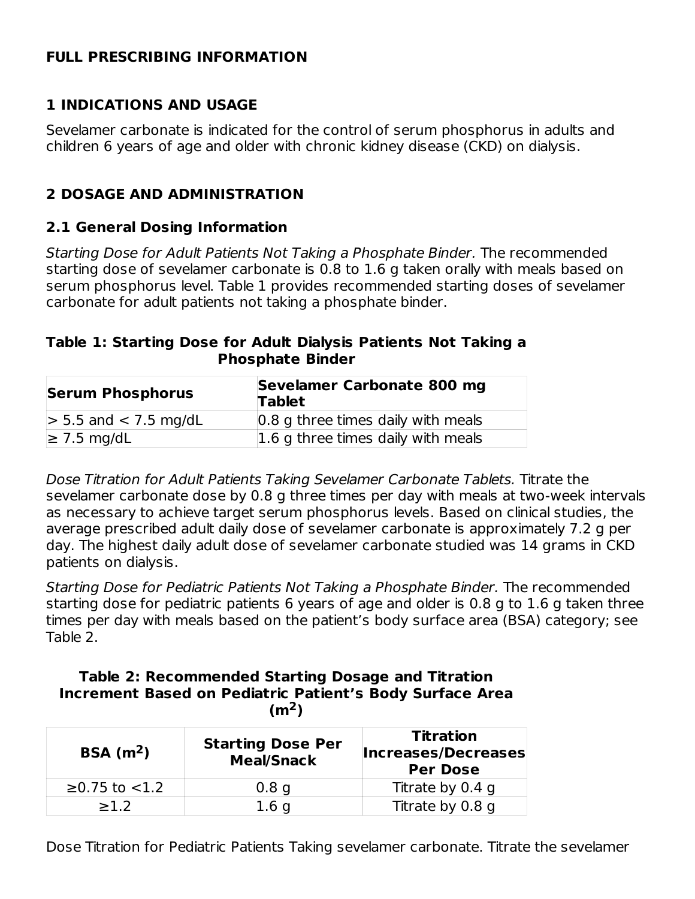# FULL PRESCRIBING INFORMATION

## 1 INDICATIONS AND USAGE

Sevelamer carbonate is indicated for the control of serum phosphorus in adults and children 6 years of age and older with chronic kidney disease (CKD) on dialysis.

## 2 DOSAGE AND ADMINISTRATION

### 2.1 General Dosing Information

*Starting Dose for Adult Patients Not Taking a Phosphate Binder.* The recommended starting dose of sevelamer carbonate is 0.8 to 1.6 g taken orally with meals based on serum phosphorus level. Table 1 provides recommended starting doses of sevelamer carbonate for adult patients not taking a phosphate binder.

**Table 1: Starting Dose for Adult Dialysis Patients Not Taking a Phosphate Binder**

| Serum Phosphorus | Sevelamer Carbonate 800 mg Tablet |
|---|---|
| > 5.5 and < 7.5 mg/dL | 0.8 g three times daily with meals |
| ≥ 7.5 mg/dL | 1.6 g three times daily with meals |

*Dose Titration for Adult Patients Taking Sevelamer Carbonate Tablets.* Titrate the sevelamer carbonate dose by 0.8 g three times per day with meals at two-week intervals as necessary to achieve target serum phosphorus levels. Based on clinical studies, the average prescribed adult daily dose of sevelamer carbonate is approximately 7.2 g per day. The highest daily adult dose of sevelamer carbonate studied was 14 grams in CKD patients on dialysis.

*Starting Dose for Pediatric Patients Not Taking a Phosphate Binder.* The recommended starting dose for pediatric patients 6 years of age and older is 0.8 g to 1.6 g taken three times per day with meals based on the patient's body surface area (BSA) category; see Table 2.

**Table 2: Recommended Starting Dosage and Titration Increment Based on Pediatric Patient's Body Surface Area ($m^2$)**

| BSA ($m^2$) | Starting Dose Per Meal/Snack | Titration Increases/Decreases Per Dose |
|---|---|---|
| ≥0.75 to <1.2 | 0.8 g | Titrate by 0.4 g |
| ≥1.2 | 1.6 g | Titrate by 0.8 g |

Dose Titration for Pediatric Patients Taking sevelamer carbonate. Titrate the sevelamer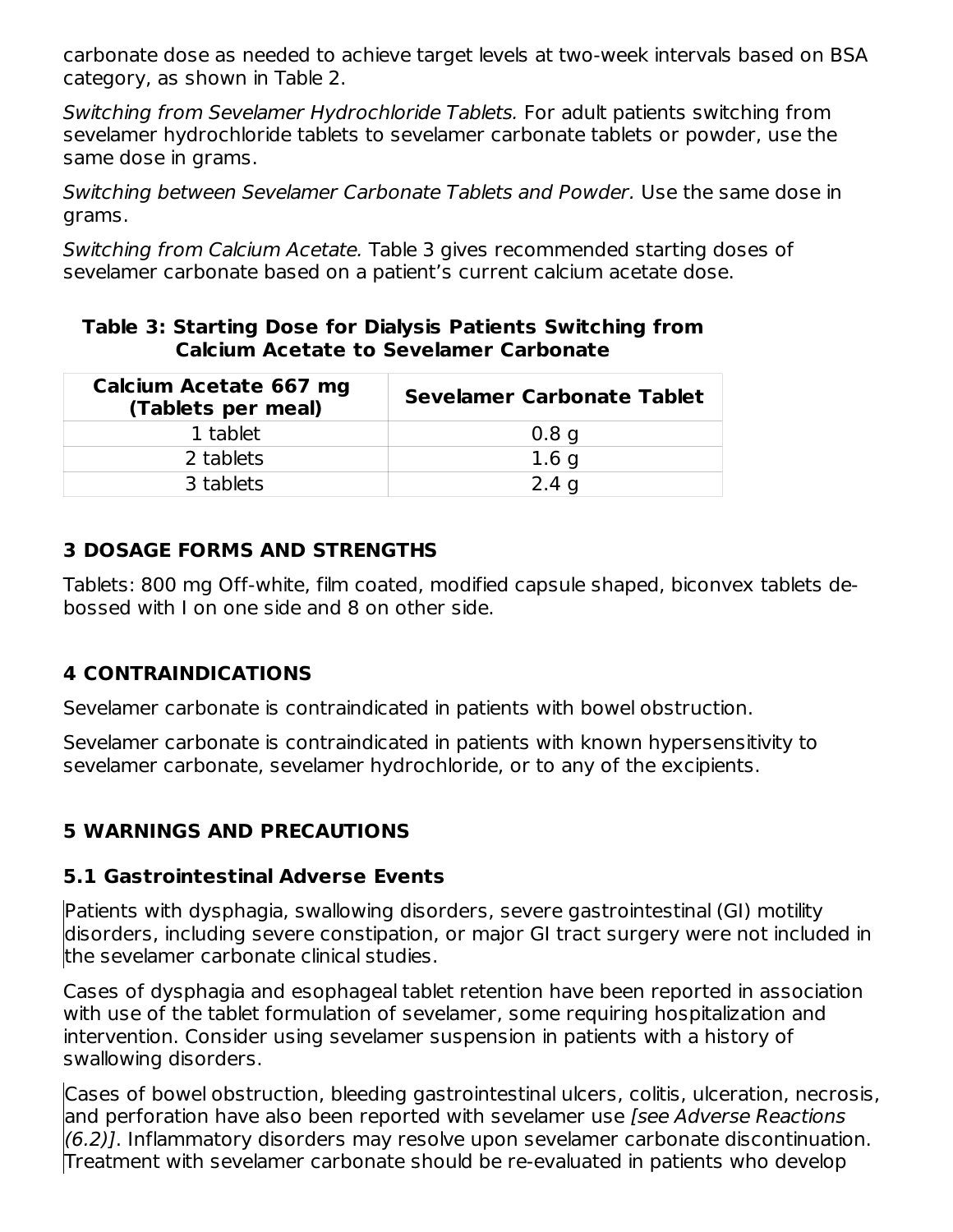carbonate dose as needed to achieve target levels at two-week intervals based on BSA category, as shown in Table 2.

*Switching from Sevelamer Hydrochloride Tablets.* For adult patients switching from sevelamer hydrochloride tablets to sevelamer carbonate tablets or powder, use the same dose in grams.

*Switching between Sevelamer Carbonate Tablets and Powder.* Use the same dose in grams.

*Switching from Calcium Acetate.* Table 3 gives recommended starting doses of sevelamer carbonate based on a patient's current calcium acetate dose.

**Table 3: Starting Dose for Dialysis Patients Switching from Calcium Acetate to Sevelamer Carbonate**

| Calcium Acetate 667 mg (Tablets per meal) | Sevelamer Carbonate Tablet |
|---|---|
| 1 tablet | 0.8 g |
| 2 tablets | 1.6 g |
| 3 tablets | 2.4 g |

## 3 DOSAGE FORMS AND STRENGTHS

Tablets: 800 mg Off-white, film coated, modified capsule shaped, biconvex tablets de-bossed with I on one side and 8 on other side.

## 4 CONTRAINDICATIONS

Sevelamer carbonate is contraindicated in patients with bowel obstruction.

Sevelamer carbonate is contraindicated in patients with known hypersensitivity to sevelamer carbonate, sevelamer hydrochloride, or to any of the excipients.

## 5 WARNINGS AND PRECAUTIONS

### 5.1 Gastrointestinal Adverse Events

Patients with dysphagia, swallowing disorders, severe gastrointestinal (GI) motility disorders, including severe constipation, or major GI tract surgery were not included in the sevelamer carbonate clinical studies.

Cases of dysphagia and esophageal tablet retention have been reported in association with use of the tablet formulation of sevelamer, some requiring hospitalization and intervention. Consider using sevelamer suspension in patients with a history of swallowing disorders.

Cases of bowel obstruction, bleeding gastrointestinal ulcers, colitis, ulceration, necrosis, and perforation have also been reported with sevelamer use *[see Adverse Reactions (6.2)]*. Inflammatory disorders may resolve upon sevelamer carbonate discontinuation. Treatment with sevelamer carbonate should be re-evaluated in patients who develop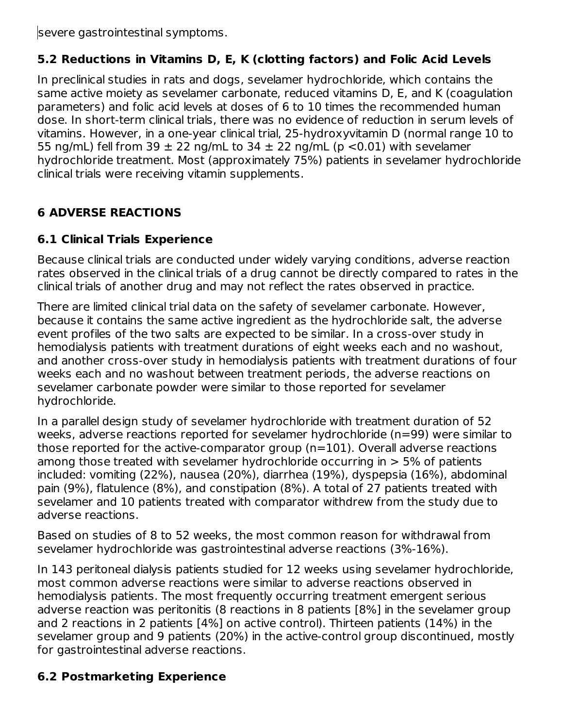severe gastrointestinal symptoms.

### 5.2 Reductions in Vitamins D, E, K (clotting factors) and Folic Acid Levels

In preclinical studies in rats and dogs, sevelamer hydrochloride, which contains the same active moiety as sevelamer carbonate, reduced vitamins D, E, and K (coagulation parameters) and folic acid levels at doses of 6 to 10 times the recommended human dose. In short-term clinical trials, there was no evidence of reduction in serum levels of vitamins. However, in a one-year clinical trial, 25-hydroxyvitamin D (normal range 10 to 55 ng/mL) fell from $39 \pm 22$ ng/mL to $34 \pm 22$ ng/mL ($p < 0.01$) with sevelamer hydrochloride treatment. Most (approximately 75%) patients in sevelamer hydrochloride clinical trials were receiving vitamin supplements.

## 6 ADVERSE REACTIONS

### 6.1 Clinical Trials Experience

Because clinical trials are conducted under widely varying conditions, adverse reaction rates observed in the clinical trials of a drug cannot be directly compared to rates in the clinical trials of another drug and may not reflect the rates observed in practice.

There are limited clinical trial data on the safety of sevelamer carbonate. However, because it contains the same active ingredient as the hydrochloride salt, the adverse event profiles of the two salts are expected to be similar. In a cross-over study in hemodialysis patients with treatment durations of eight weeks each and no washout, and another cross-over study in hemodialysis patients with treatment durations of four weeks each and no washout between treatment periods, the adverse reactions on sevelamer carbonate powder were similar to those reported for sevelamer hydrochloride.

In a parallel design study of sevelamer hydrochloride with treatment duration of 52 weeks, adverse reactions reported for sevelamer hydrochloride (n=99) were similar to those reported for the active-comparator group (n=101). Overall adverse reactions among those treated with sevelamer hydrochloride occurring in > 5% of patients included: vomiting (22%), nausea (20%), diarrhea (19%), dyspepsia (16%), abdominal pain (9%), flatulence (8%), and constipation (8%). A total of 27 patients treated with sevelamer and 10 patients treated with comparator withdrew from the study due to adverse reactions.

Based on studies of 8 to 52 weeks, the most common reason for withdrawal from sevelamer hydrochloride was gastrointestinal adverse reactions (3%-16%).

In 143 peritoneal dialysis patients studied for 12 weeks using sevelamer hydrochloride, most common adverse reactions were similar to adverse reactions observed in hemodialysis patients. The most frequently occurring treatment emergent serious adverse reaction was peritonitis (8 reactions in 8 patients [8%] in the sevelamer group and 2 reactions in 2 patients [4%] on active control). Thirteen patients (14%) in the sevelamer group and 9 patients (20%) in the active-control group discontinued, mostly for gastrointestinal adverse reactions.

### 6.2 Postmarketing Experience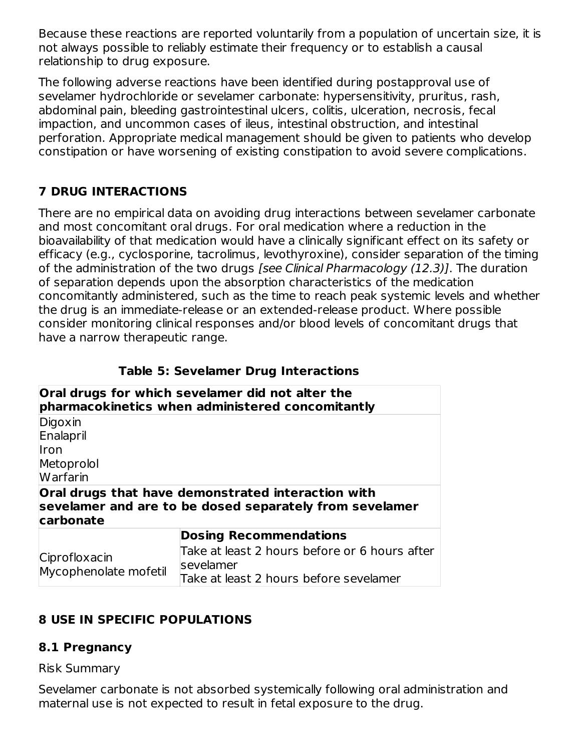Because these reactions are reported voluntarily from a population of uncertain size, it is not always possible to reliably estimate their frequency or to establish a causal relationship to drug exposure.

The following adverse reactions have been identified during postapproval use of sevelamer hydrochloride or sevelamer carbonate: hypersensitivity, pruritus, rash, abdominal pain, bleeding gastrointestinal ulcers, colitis, ulceration, necrosis, fecal impaction, and uncommon cases of ileus, intestinal obstruction, and intestinal perforation. Appropriate medical management should be given to patients who develop constipation or have worsening of existing constipation to avoid severe complications.

## 7 DRUG INTERACTIONS

There are no empirical data on avoiding drug interactions between sevelamer carbonate and most concomitant oral drugs. For oral medication where a reduction in the bioavailability of that medication would have a clinically significant effect on its safety or efficacy (e.g., cyclosporine, tacrolimus, levothyroxine), consider separation of the timing of the administration of the two drugs *[see Clinical Pharmacology (12.3)]*. The duration of separation depends upon the absorption characteristics of the medication concomitantly administered, such as the time to reach peak systemic levels and whether the drug is an immediate-release or an extended-release product. Where possible consider monitoring clinical responses and/or blood levels of concomitant drugs that have a narrow therapeutic range.

**Table 5: Sevelamer Drug Interactions**

| **Oral drugs for which sevelamer did not alter the pharmacokinetics when administered concomitantly** | |
|---|---|
| Digoxin<br>Enalapril<br>Iron<br>Metoprolol<br>Warfarin | |
| **Oral drugs that have demonstrated interaction with sevelamer and are to be dosed separately from sevelamer carbonate** | |
| | **Dosing Recommendations** |
| Ciprofloxacin | Take at least 2 hours before or 6 hours after sevelamer |
| Mycophenolate mofetil | Take at least 2 hours before sevelamer |

## 8 USE IN SPECIFIC POPULATIONS

### 8.1 Pregnancy

Risk Summary

Sevelamer carbonate is not absorbed systemically following oral administration and maternal use is not expected to result in fetal exposure to the drug.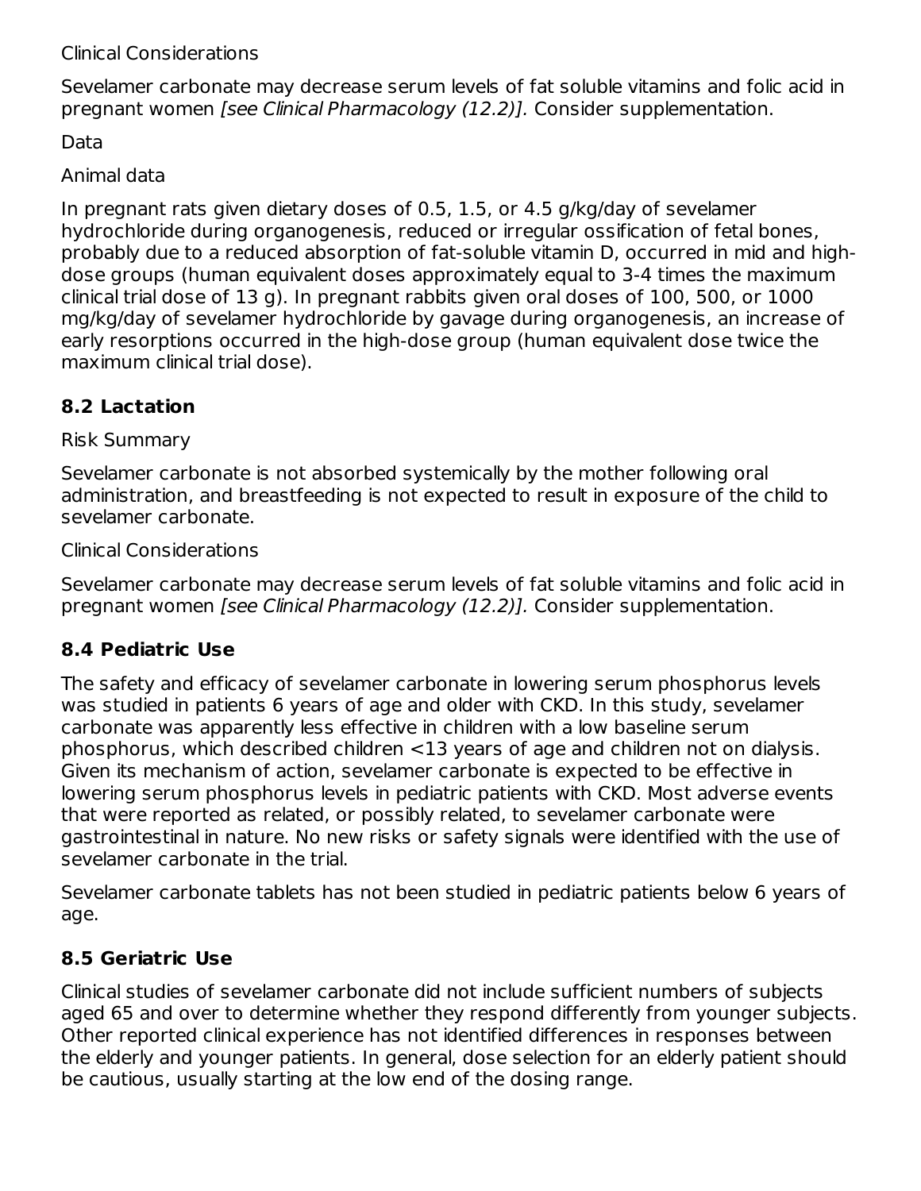Clinical Considerations

Sevelamer carbonate may decrease serum levels of fat soluble vitamins and folic acid in pregnant women *[see Clinical Pharmacology (12.2)]*. Consider supplementation.

Data

Animal data

In pregnant rats given dietary doses of 0.5, 1.5, or 4.5 g/kg/day of sevelamer hydrochloride during organogenesis, reduced or irregular ossification of fetal bones, probably due to a reduced absorption of fat-soluble vitamin D, occurred in mid and high-dose groups (human equivalent doses approximately equal to 3-4 times the maximum clinical trial dose of 13 g). In pregnant rabbits given oral doses of 100, 500, or 1000 mg/kg/day of sevelamer hydrochloride by gavage during organogenesis, an increase of early resorptions occurred in the high-dose group (human equivalent dose twice the maximum clinical trial dose).

## 8.2 Lactation

Risk Summary

Sevelamer carbonate is not absorbed systemically by the mother following oral administration, and breastfeeding is not expected to result in exposure of the child to sevelamer carbonate.

Clinical Considerations

Sevelamer carbonate may decrease serum levels of fat soluble vitamins and folic acid in pregnant women *[see Clinical Pharmacology (12.2)]*. Consider supplementation.

## 8.4 Pediatric Use

The safety and efficacy of sevelamer carbonate in lowering serum phosphorus levels was studied in patients 6 years of age and older with CKD. In this study, sevelamer carbonate was apparently less effective in children with a low baseline serum phosphorus, which described children <13 years of age and children not on dialysis. Given its mechanism of action, sevelamer carbonate is expected to be effective in lowering serum phosphorus levels in pediatric patients with CKD. Most adverse events that were reported as related, or possibly related, to sevelamer carbonate were gastrointestinal in nature. No new risks or safety signals were identified with the use of sevelamer carbonate in the trial.

Sevelamer carbonate tablets has not been studied in pediatric patients below 6 years of age.

## 8.5 Geriatric Use

Clinical studies of sevelamer carbonate did not include sufficient numbers of subjects aged 65 and over to determine whether they respond differently from younger subjects. Other reported clinical experience has not identified differences in responses between the elderly and younger patients. In general, dose selection for an elderly patient should be cautious, usually starting at the low end of the dosing range.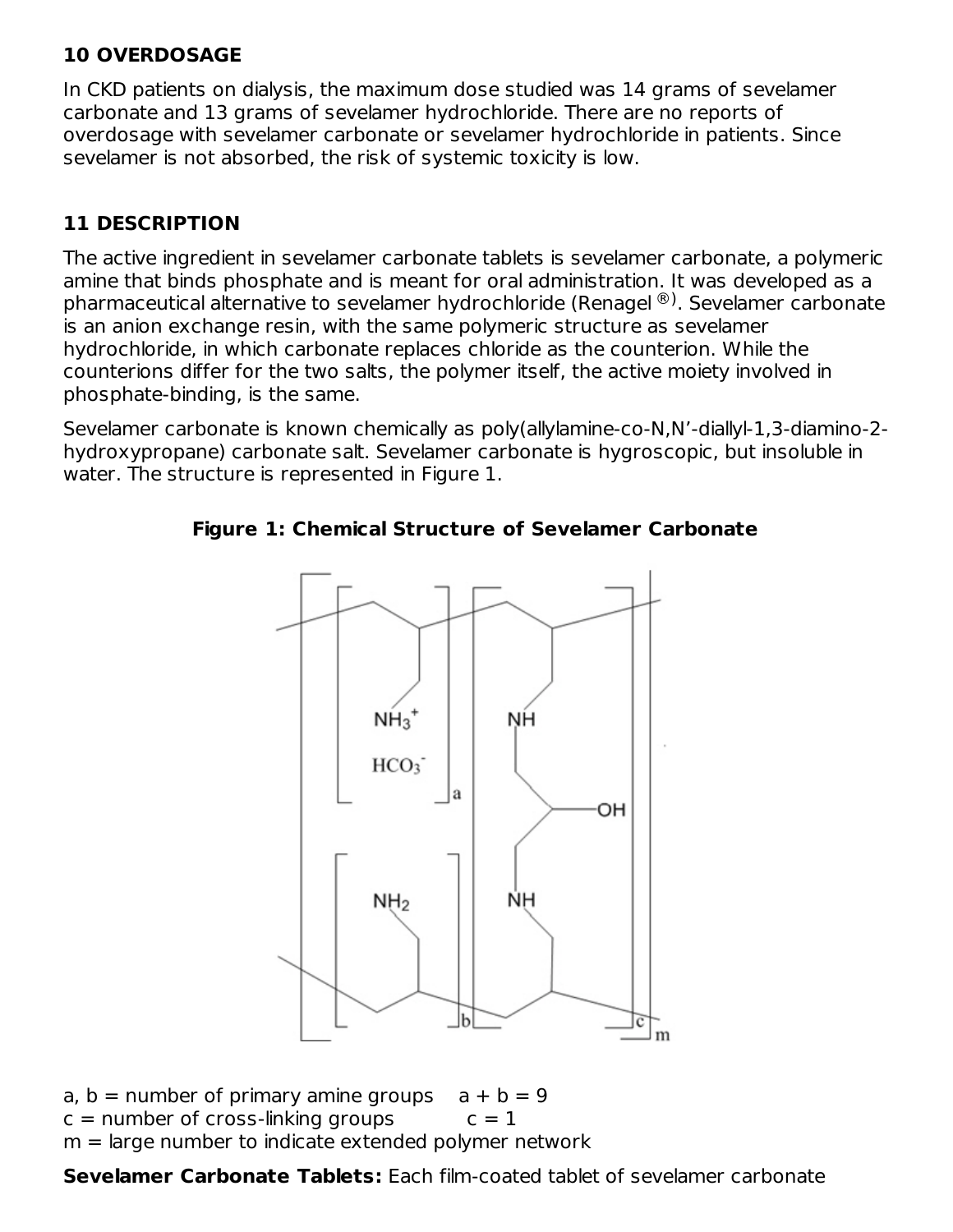## 10 OVERDOSAGE

In CKD patients on dialysis, the maximum dose studied was 14 grams of sevelamer carbonate and 13 grams of sevelamer hydrochloride. There are no reports of overdosage with sevelamer carbonate or sevelamer hydrochloride in patients. Since sevelamer is not absorbed, the risk of systemic toxicity is low.

## 11 DESCRIPTION

The active ingredient in sevelamer carbonate tablets is sevelamer carbonate, a polymeric amine that binds phosphate and is meant for oral administration. It was developed as a pharmaceutical alternative to sevelamer hydrochloride (Renagel®). Sevelamer carbonate is an anion exchange resin, with the same polymeric structure as sevelamer hydrochloride, in which carbonate replaces chloride as the counterion. While the counterions differ for the two salts, the polymer itself, the active moiety involved in phosphate-binding, is the same.

Sevelamer carbonate is known chemically as poly(allylamine-co-N,N'-diallyl-1,3-diamino-2-hydroxypropane) carbonate salt. Sevelamer carbonate is hygroscopic, but insoluble in water. The structure is represented in Figure 1.

**Figure 1: Chemical Structure of Sevelamer Carbonate**

a, b = number of primary amine groups   a + b = 9
c = number of cross-linking groups   c = 1
m = large number to indicate extended polymer network

**Sevelamer Carbonate Tablets:** Each film-coated tablet of sevelamer carbonate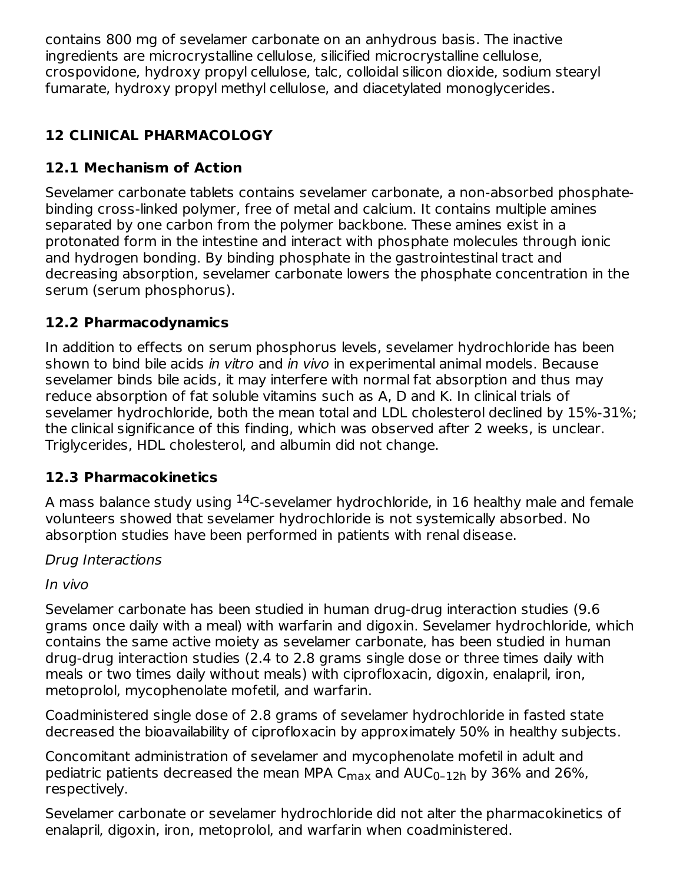contains 800 mg of sevelamer carbonate on an anhydrous basis. The inactive ingredients are microcrystalline cellulose, silicified microcrystalline cellulose, crospovidone, hydroxy propyl cellulose, talc, colloidal silicon dioxide, sodium stearyl fumarate, hydroxy propyl methyl cellulose, and diacetylated monoglycerides.

## 12 CLINICAL PHARMACOLOGY

### 12.1 Mechanism of Action

Sevelamer carbonate tablets contains sevelamer carbonate, a non-absorbed phosphate-binding cross-linked polymer, free of metal and calcium. It contains multiple amines separated by one carbon from the polymer backbone. These amines exist in a protonated form in the intestine and interact with phosphate molecules through ionic and hydrogen bonding. By binding phosphate in the gastrointestinal tract and decreasing absorption, sevelamer carbonate lowers the phosphate concentration in the serum (serum phosphorus).

### 12.2 Pharmacodynamics

In addition to effects on serum phosphorus levels, sevelamer hydrochloride has been shown to bind bile acids *in vitro* and *in vivo* in experimental animal models. Because sevelamer binds bile acids, it may interfere with normal fat absorption and thus may reduce absorption of fat soluble vitamins such as A, D and K. In clinical trials of sevelamer hydrochloride, both the mean total and LDL cholesterol declined by 15%-31%; the clinical significance of this finding, which was observed after 2 weeks, is unclear. Triglycerides, HDL cholesterol, and albumin did not change.

### 12.3 Pharmacokinetics

A mass balance study using $^{14}C$-sevelamer hydrochloride, in 16 healthy male and female volunteers showed that sevelamer hydrochloride is not systemically absorbed. No absorption studies have been performed in patients with renal disease.

*Drug Interactions*

*In vivo*

Sevelamer carbonate has been studied in human drug-drug interaction studies (9.6 grams once daily with a meal) with warfarin and digoxin. Sevelamer hydrochloride, which contains the same active moiety as sevelamer carbonate, has been studied in human drug-drug interaction studies (2.4 to 2.8 grams single dose or three times daily with meals or two times daily without meals) with ciprofloxacin, digoxin, enalapril, iron, metoprolol, mycophenolate mofetil, and warfarin.

Coadministered single dose of 2.8 grams of sevelamer hydrochloride in fasted state decreased the bioavailability of ciprofloxacin by approximately 50% in healthy subjects.

Concomitant administration of sevelamer and mycophenolate mofetil in adult and pediatric patients decreased the mean MPA $C_{max}$ and $AUC_{0–12h}$ by 36% and 26%, respectively.

Sevelamer carbonate or sevelamer hydrochloride did not alter the pharmacokinetics of enalapril, digoxin, iron, metoprolol, and warfarin when coadministered.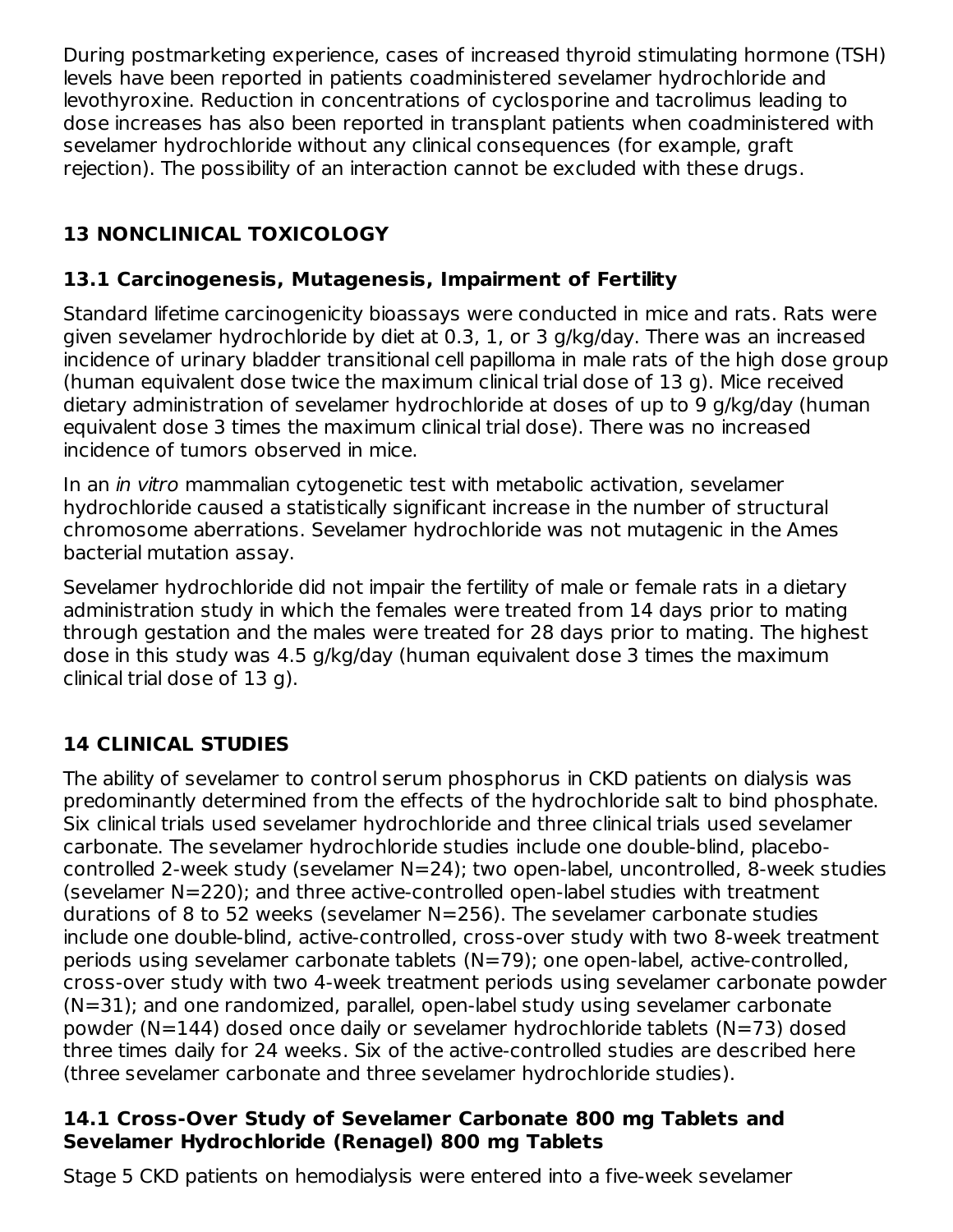During postmarketing experience, cases of increased thyroid stimulating hormone (TSH) levels have been reported in patients coadministered sevelamer hydrochloride and levothyroxine. Reduction in concentrations of cyclosporine and tacrolimus leading to dose increases has also been reported in transplant patients when coadministered with sevelamer hydrochloride without any clinical consequences (for example, graft rejection). The possibility of an interaction cannot be excluded with these drugs.

## 13 NONCLINICAL TOXICOLOGY

### 13.1 Carcinogenesis, Mutagenesis, Impairment of Fertility

Standard lifetime carcinogenicity bioassays were conducted in mice and rats. Rats were given sevelamer hydrochloride by diet at 0.3, 1, or 3 g/kg/day. There was an increased incidence of urinary bladder transitional cell papilloma in male rats of the high dose group (human equivalent dose twice the maximum clinical trial dose of 13 g). Mice received dietary administration of sevelamer hydrochloride at doses of up to 9 g/kg/day (human equivalent dose 3 times the maximum clinical trial dose). There was no increased incidence of tumors observed in mice.

In an *in vitro* mammalian cytogenetic test with metabolic activation, sevelamer hydrochloride caused a statistically significant increase in the number of structural chromosome aberrations. Sevelamer hydrochloride was not mutagenic in the Ames bacterial mutation assay.

Sevelamer hydrochloride did not impair the fertility of male or female rats in a dietary administration study in which the females were treated from 14 days prior to mating through gestation and the males were treated for 28 days prior to mating. The highest dose in this study was 4.5 g/kg/day (human equivalent dose 3 times the maximum clinical trial dose of 13 g).

## 14 CLINICAL STUDIES

The ability of sevelamer to control serum phosphorus in CKD patients on dialysis was predominantly determined from the effects of the hydrochloride salt to bind phosphate. Six clinical trials used sevelamer hydrochloride and three clinical trials used sevelamer carbonate. The sevelamer hydrochloride studies include one double-blind, placebo-controlled 2-week study (sevelamer N=24); two open-label, uncontrolled, 8-week studies (sevelamer N=220); and three active-controlled open-label studies with treatment durations of 8 to 52 weeks (sevelamer N=256). The sevelamer carbonate studies include one double-blind, active-controlled, cross-over study with two 8-week treatment periods using sevelamer carbonate tablets (N=79); one open-label, active-controlled, cross-over study with two 4-week treatment periods using sevelamer carbonate powder (N=31); and one randomized, parallel, open-label study using sevelamer carbonate powder (N=144) dosed once daily or sevelamer hydrochloride tablets (N=73) dosed three times daily for 24 weeks. Six of the active-controlled studies are described here (three sevelamer carbonate and three sevelamer hydrochloride studies).

### 14.1 Cross-Over Study of Sevelamer Carbonate 800 mg Tablets and Sevelamer Hydrochloride (Renagel) 800 mg Tablets

Stage 5 CKD patients on hemodialysis were entered into a five-week sevelamer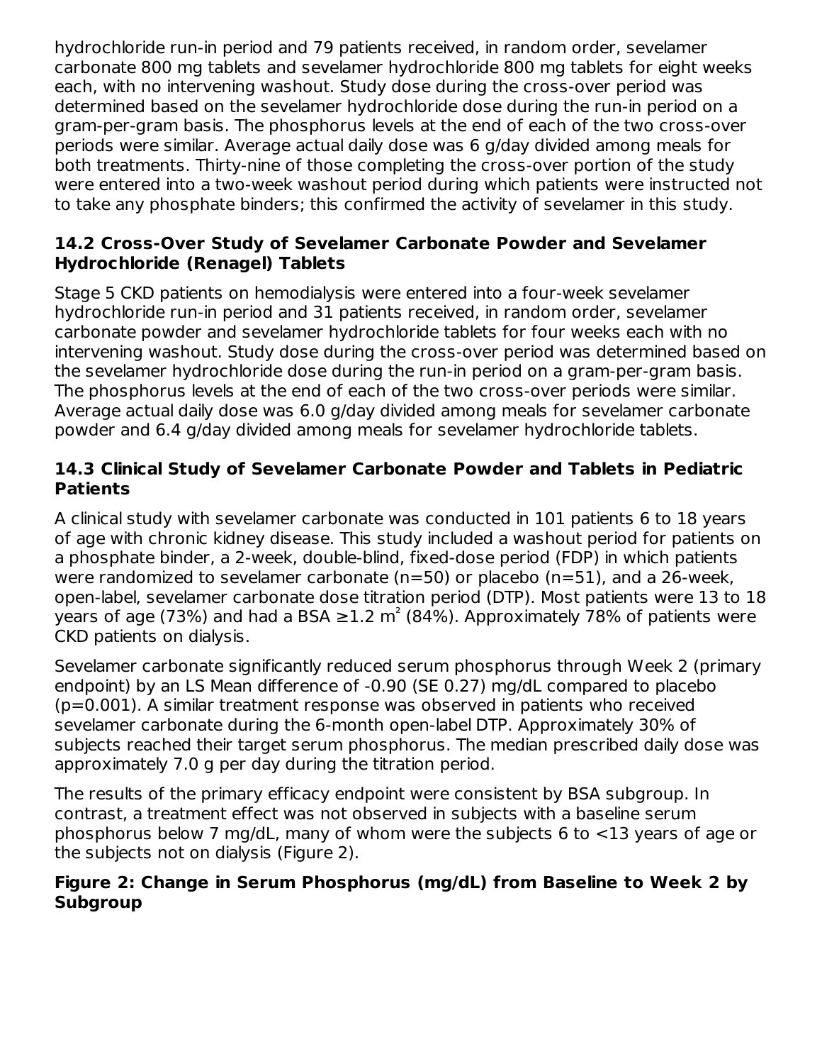hydrochloride run-in period and 79 patients received, in random order, sevelamer carbonate 800 mg tablets and sevelamer hydrochloride 800 mg tablets for eight weeks each, with no intervening washout. Study dose during the cross-over period was determined based on the sevelamer hydrochloride dose during the run-in period on a gram-per-gram basis. The phosphorus levels at the end of each of the two cross-over periods were similar. Average actual daily dose was 6 g/day divided among meals for both treatments. Thirty-nine of those completing the cross-over portion of the study were entered into a two-week washout period during which patients were instructed not to take any phosphate binders; this confirmed the activity of sevelamer in this study.

### 14.2 Cross-Over Study of Sevelamer Carbonate Powder and Sevelamer Hydrochloride (Renagel) Tablets

Stage 5 CKD patients on hemodialysis were entered into a four-week sevelamer hydrochloride run-in period and 31 patients received, in random order, sevelamer carbonate powder and sevelamer hydrochloride tablets for four weeks each with no intervening washout. Study dose during the cross-over period was determined based on the sevelamer hydrochloride dose during the run-in period on a gram-per-gram basis. The phosphorus levels at the end of each of the two cross-over periods were similar. Average actual daily dose was 6.0 g/day divided among meals for sevelamer carbonate powder and 6.4 g/day divided among meals for sevelamer hydrochloride tablets.

### 14.3 Clinical Study of Sevelamer Carbonate Powder and Tablets in Pediatric Patients

A clinical study with sevelamer carbonate was conducted in 101 patients 6 to 18 years of age with chronic kidney disease. This study included a washout period for patients on a phosphate binder, a 2-week, double-blind, fixed-dose period (FDP) in which patients were randomized to sevelamer carbonate (n=50) or placebo (n=51), and a 26-week, open-label, sevelamer carbonate dose titration period (DTP). Most patients were 13 to 18 years of age (73%) and had a BSA ≥1.2 $m^2$ (84%). Approximately 78% of patients were CKD patients on dialysis.

Sevelamer carbonate significantly reduced serum phosphorus through Week 2 (primary endpoint) by an LS Mean difference of -0.90 (SE 0.27) mg/dL compared to placebo (p=0.001). A similar treatment response was observed in patients who received sevelamer carbonate during the 6-month open-label DTP. Approximately 30% of subjects reached their target serum phosphorus. The median prescribed daily dose was approximately 7.0 g per day during the titration period.

The results of the primary efficacy endpoint were consistent by BSA subgroup. In contrast, a treatment effect was not observed in subjects with a baseline serum phosphorus below 7 mg/dL, many of whom were the subjects 6 to <13 years of age or the subjects not on dialysis (Figure 2).

**Figure 2: Change in Serum Phosphorus (mg/dL) from Baseline to Week 2 by Subgroup**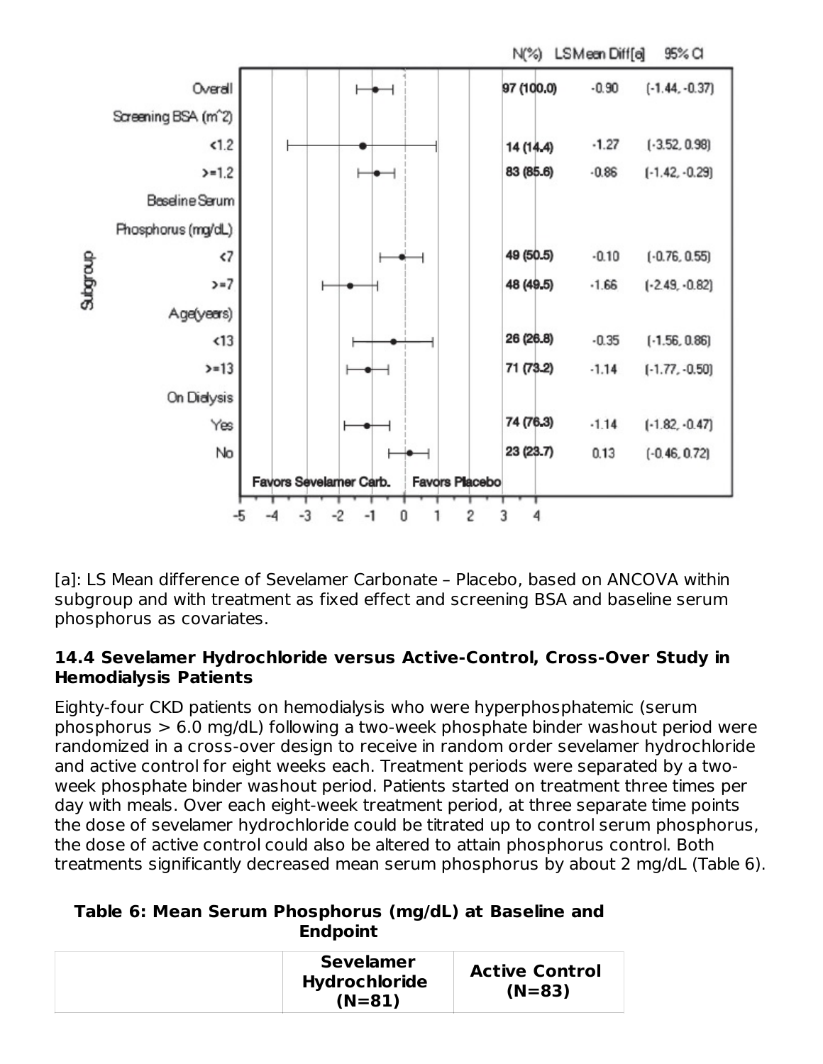| Subgroup | N(%) | LS Mean Diff[a] | 95% CI |
|---|---|---|---|
| Overall | 97 (100.0) | -0.90 | (-1.44, -0.37) |
| **Screening BSA (m^2)** | | | |
| <1.2 | 14 (14.4) | -1.27 | (-3.52, 0.98) |
| >=1.2 | 83 (85.6) | -0.86 | (-1.42, -0.29) |
| **Baseline Serum Phosphorus (mg/dL)** | | | |
| <7 | 49 (50.5) | -0.10 | (-0.76, 0.55) |
| >=7 | 48 (49.5) | -1.66 | (-2.49, -0.82) |
| **Age(years)** | | | |
| <13 | 26 (26.8) | -0.35 | (-1.56, 0.86) |
| >=13 | 71 (73.2) | -1.14 | (-1.77, -0.50) |
| **On Dialysis** | | | |
| Yes | 74 (76.3) | -1.14 | (-1.82, -0.47) |
| No | 23 (23.7) | 0.13 | (-0.46, 0.72) |

Favors Sevelamer Carb. | Favors Placebo

[a]: LS Mean difference of Sevelamer Carbonate – Placebo, based on ANCOVA within subgroup and with treatment as fixed effect and screening BSA and baseline serum phosphorus as covariates.

### 14.4 Sevelamer Hydrochloride versus Active-Control, Cross-Over Study in Hemodialysis Patients

Eighty-four CKD patients on hemodialysis who were hyperphosphatemic (serum phosphorus > 6.0 mg/dL) following a two-week phosphate binder washout period were randomized in a cross-over design to receive in random order sevelamer hydrochloride and active control for eight weeks each. Treatment periods were separated by a two-week phosphate binder washout period. Patients started on treatment three times per day with meals. Over each eight-week treatment period, at three separate time points the dose of sevelamer hydrochloride could be titrated up to control serum phosphorus, the dose of active control could also be altered to attain phosphorus control. Both treatments significantly decreased mean serum phosphorus by about 2 mg/dL (Table 6).

**Table 6: Mean Serum Phosphorus (mg/dL) at Baseline and Endpoint**

| | Sevelamer Hydrochloride (N=81) | Active Control (N=83) |
|---|---|---|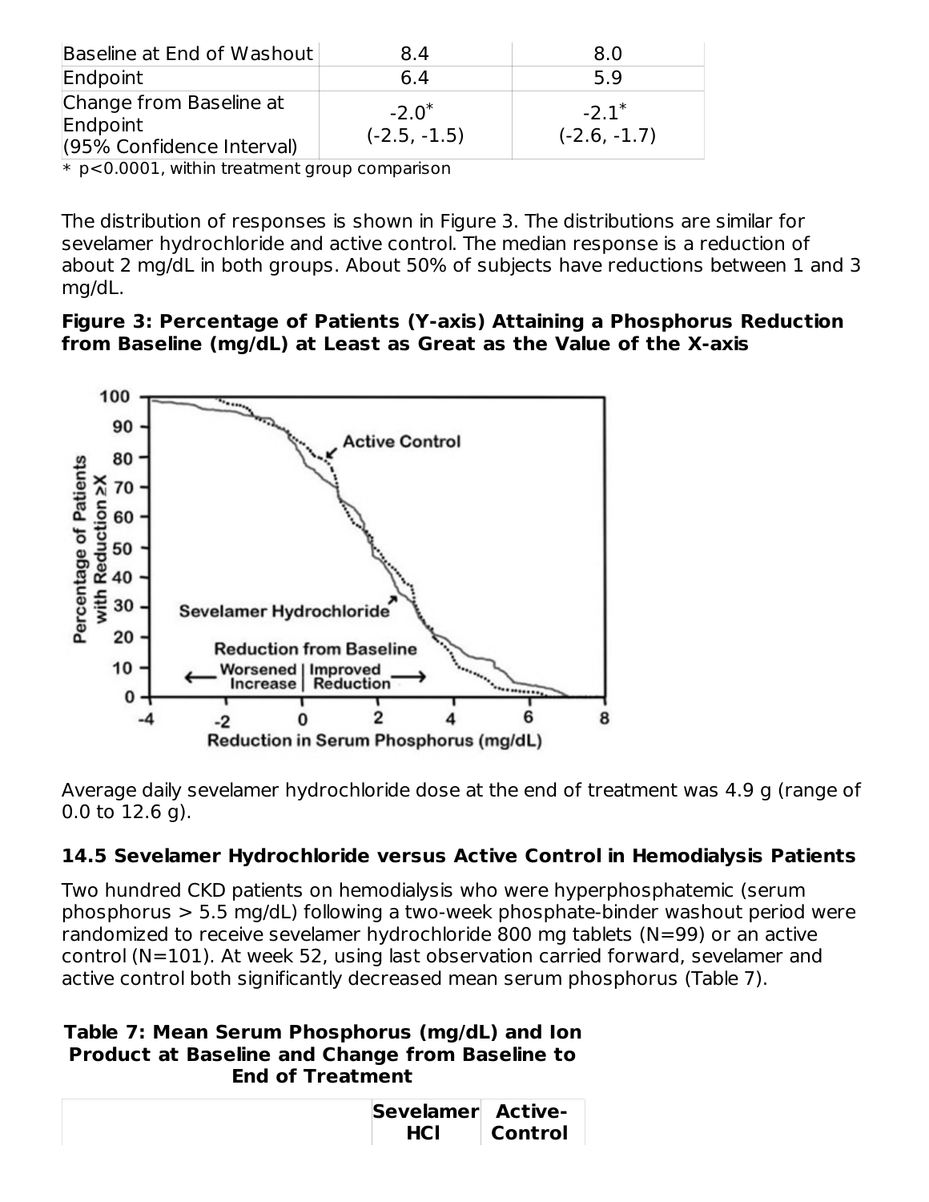| | | |
|---|---|---|
| Baseline at End of Washout | 8.4 | 8.0 |
| Endpoint | 6.4 | 5.9 |
| Change from Baseline at Endpoint (95% Confidence Interval) | -2.0* (-2.5, -1.5) | -2.1* (-2.6, -1.7) |

* p<0.0001, within treatment group comparison

The distribution of responses is shown in Figure 3. The distributions are similar for sevelamer hydrochloride and active control. The median response is a reduction of about 2 mg/dL in both groups. About 50% of subjects have reductions between 1 and 3 mg/dL.

**Figure 3: Percentage of Patients (Y-axis) Attaining a Phosphorus Reduction from Baseline (mg/dL) at Least as Great as the Value of the X-axis**

Average daily sevelamer hydrochloride dose at the end of treatment was 4.9 g (range of 0.0 to 12.6 g).

### 14.5 Sevelamer Hydrochloride versus Active Control in Hemodialysis Patients

Two hundred CKD patients on hemodialysis who were hyperphosphatemic (serum phosphorus > 5.5 mg/dL) following a two-week phosphate-binder washout period were randomized to receive sevelamer hydrochloride 800 mg tablets (N=99) or an active control (N=101). At week 52, using last observation carried forward, sevelamer and active control both significantly decreased mean serum phosphorus (Table 7).

**Table 7: Mean Serum Phosphorus (mg/dL) and Ion Product at Baseline and Change from Baseline to End of Treatment**

| | Sevelamer HCl | Active-Control |
|---|---|---|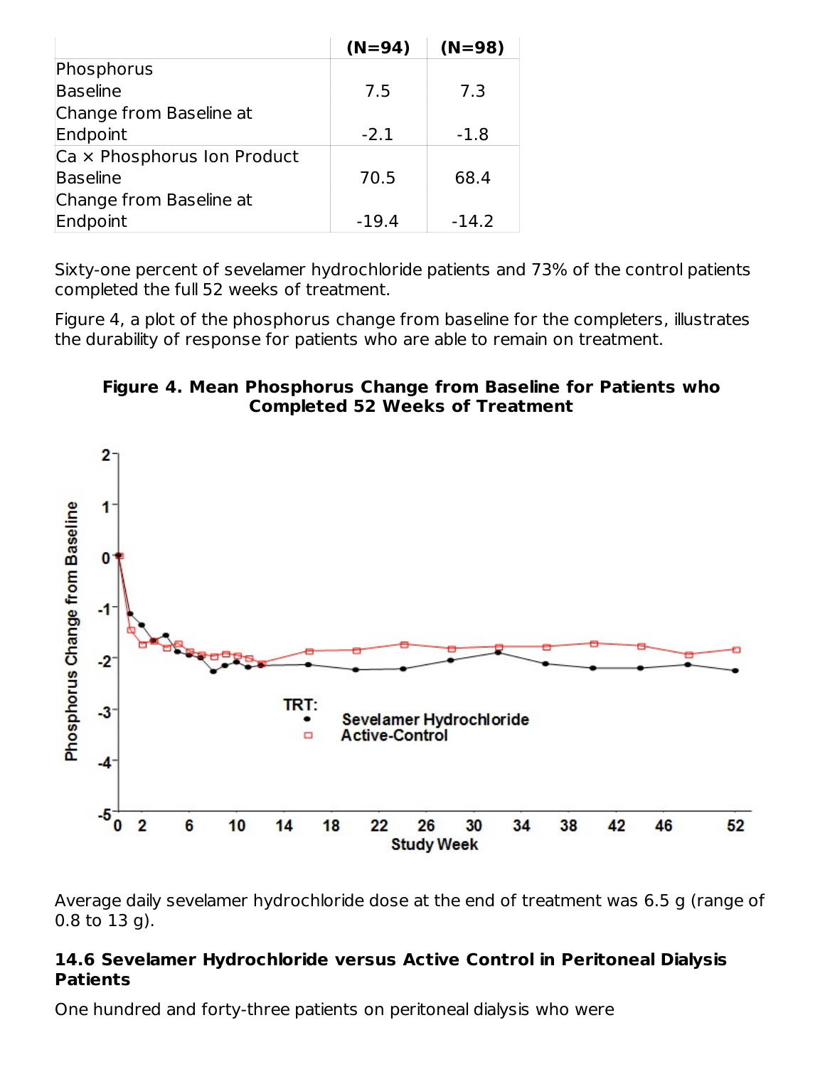| | (N=94) | (N=98) |
|---|---|---|
| Phosphorus | | |
| Baseline | 7.5 | 7.3 |
| Change from Baseline at Endpoint | -2.1 | -1.8 |
| Ca × Phosphorus Ion Product | | |
| Baseline | 70.5 | 68.4 |
| Change from Baseline at Endpoint | -19.4 | -14.2 |

Sixty-one percent of sevelamer hydrochloride patients and 73% of the control patients completed the full 52 weeks of treatment.

Figure 4, a plot of the phosphorus change from baseline for the completers, illustrates the durability of response for patients who are able to remain on treatment.

**Figure 4. Mean Phosphorus Change from Baseline for Patients who Completed 52 Weeks of Treatment**

Average daily sevelamer hydrochloride dose at the end of treatment was 6.5 g (range of 0.8 to 13 g).

### 14.6 Sevelamer Hydrochloride versus Active Control in Peritoneal Dialysis Patients

One hundred and forty-three patients on peritoneal dialysis who were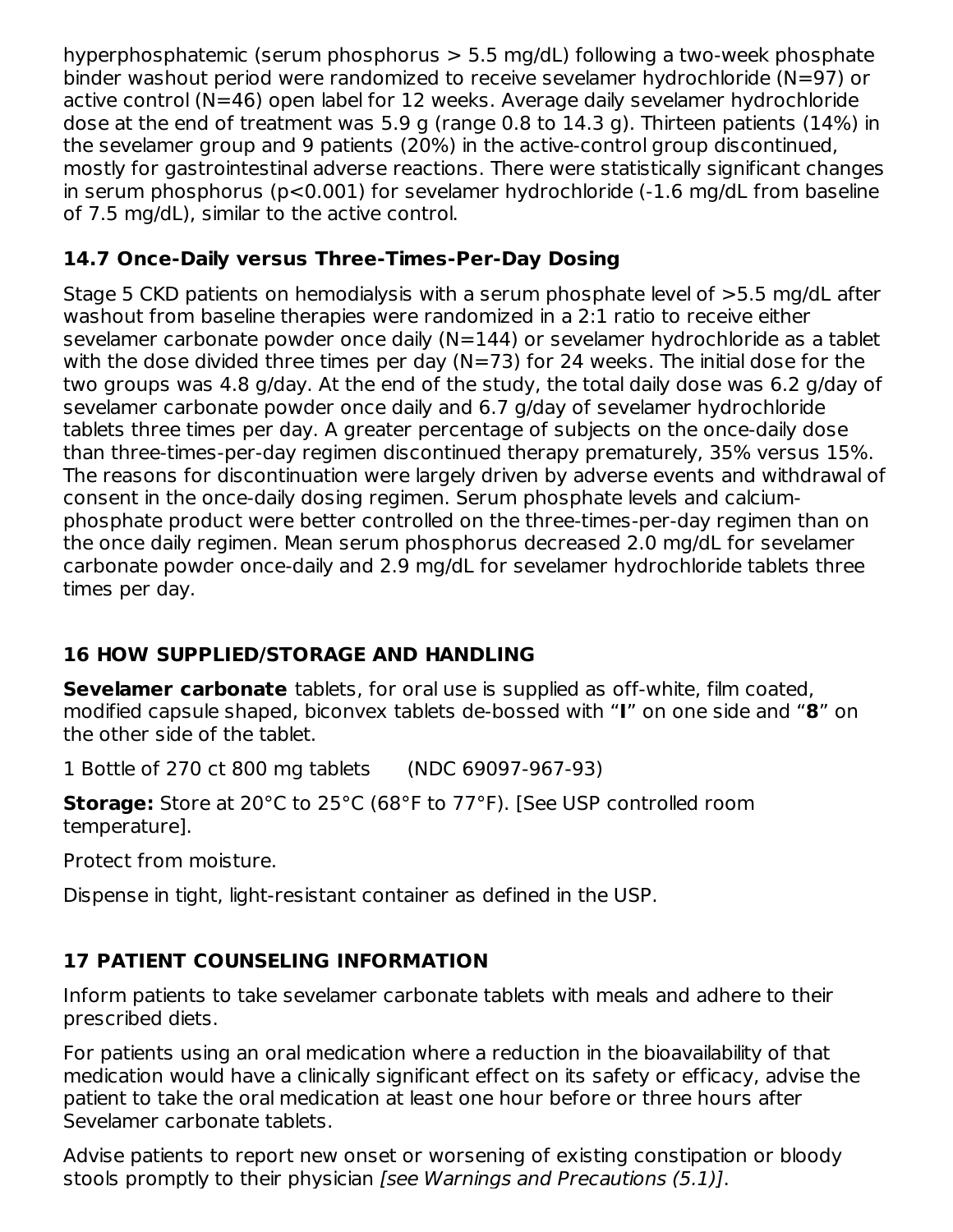hyperphosphatemic (serum phosphorus > 5.5 mg/dL) following a two-week phosphate binder washout period were randomized to receive sevelamer hydrochloride (N=97) or active control (N=46) open label for 12 weeks. Average daily sevelamer hydrochloride dose at the end of treatment was 5.9 g (range 0.8 to 14.3 g). Thirteen patients (14%) in the sevelamer group and 9 patients (20%) in the active-control group discontinued, mostly for gastrointestinal adverse reactions. There were statistically significant changes in serum phosphorus ($p<0.001$) for sevelamer hydrochloride (-1.6 mg/dL from baseline of 7.5 mg/dL), similar to the active control.

### 14.7 Once-Daily versus Three-Times-Per-Day Dosing

Stage 5 CKD patients on hemodialysis with a serum phosphate level of >5.5 mg/dL after washout from baseline therapies were randomized in a 2:1 ratio to receive either sevelamer carbonate powder once daily (N=144) or sevelamer hydrochloride as a tablet with the dose divided three times per day (N=73) for 24 weeks. The initial dose for the two groups was 4.8 g/day. At the end of the study, the total daily dose was 6.2 g/day of sevelamer carbonate powder once daily and 6.7 g/day of sevelamer hydrochloride tablets three times per day. A greater percentage of subjects on the once-daily dose than three-times-per-day regimen discontinued therapy prematurely, 35% versus 15%. The reasons for discontinuation were largely driven by adverse events and withdrawal of consent in the once-daily dosing regimen. Serum phosphate levels and calcium-phosphate product were better controlled on the three-times-per-day regimen than on the once daily regimen. Mean serum phosphorus decreased 2.0 mg/dL for sevelamer carbonate powder once-daily and 2.9 mg/dL for sevelamer hydrochloride tablets three times per day.

## 16 HOW SUPPLIED/STORAGE AND HANDLING

**Sevelamer carbonate** tablets, for oral use is supplied as off-white, film coated, modified capsule shaped, biconvex tablets de-bossed with "**I**" on one side and "**8**" on the other side of the tablet.

1 Bottle of 270 ct 800 mg tablets (NDC 69097-967-93)

**Storage:** Store at 20°C to 25°C (68°F to 77°F). [See USP controlled room temperature].

Protect from moisture.

Dispense in tight, light-resistant container as defined in the USP.

## 17 PATIENT COUNSELING INFORMATION

Inform patients to take sevelamer carbonate tablets with meals and adhere to their prescribed diets.

For patients using an oral medication where a reduction in the bioavailability of that medication would have a clinically significant effect on its safety or efficacy, advise the patient to take the oral medication at least one hour before or three hours after Sevelamer carbonate tablets.

Advise patients to report new onset or worsening of existing constipation or bloody stools promptly to their physician *[see Warnings and Precautions (5.1)]*.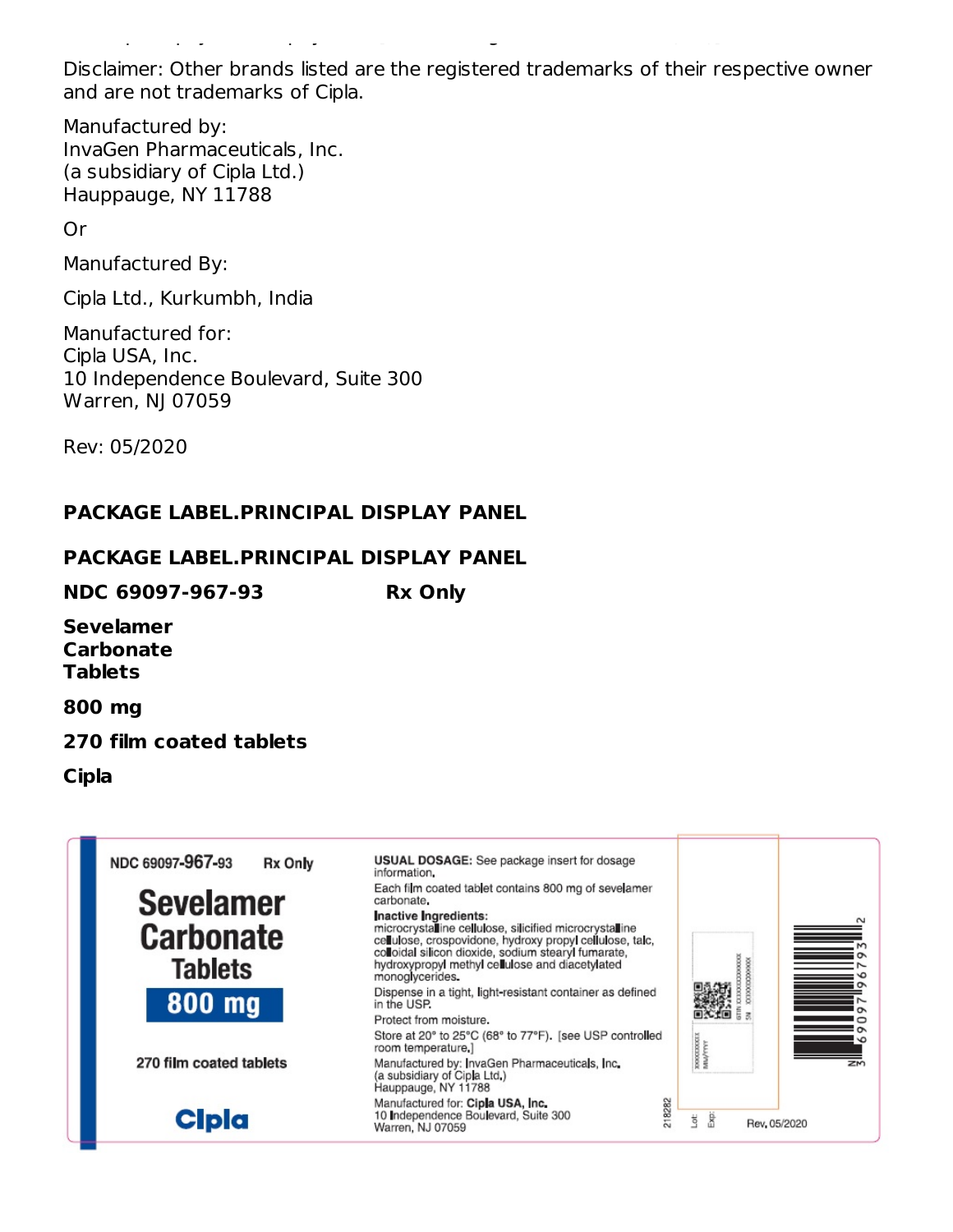Disclaimer: Other brands listed are the registered trademarks of their respective owner and are not trademarks of Cipla.

Manufactured by:
InvaGen Pharmaceuticals, Inc.
(a subsidiary of Cipla Ltd.)
Hauppauge, NY 11788

Or

Manufactured By:

Cipla Ltd., Kurkumbh, India

Manufactured for:
Cipla USA, Inc.
10 Independence Boulevard, Suite 300
Warren, NJ 07059

Rev: 05/2020

**PACKAGE LABEL.PRINCIPAL DISPLAY PANEL**

**PACKAGE LABEL.PRINCIPAL DISPLAY PANEL**

**NDC 69097-967-93** **Rx Only**

**Sevelamer Carbonate Tablets**

**800 mg**

**270 film coated tablets**

**Cipla**

NDC 69097-967-93 Rx Only

Sevelamer Carbonate Tablets

800 mg

270 film coated tablets

Cipla

**USUAL DOSAGE:** See package insert for dosage information.

Each film coated tablet contains 800 mg of sevelamer carbonate.

**Inactive Ingredients:**
microcrystalline cellulose, silicified microcrystalline cellulose, crospovidone, hydroxy propyl cellulose, talc, colloidal silicon dioxide, sodium stearyl fumarate, hydroxypropyl methyl cellulose and diacetylated monoglycerides.

Dispense in a tight, light-resistant container as defined in the USP.

Protect from moisture.

Store at 20° to 25°C (68° to 77°F). [see USP controlled room temperature.]

Manufactured by: InvaGen Pharmaceuticals, Inc.
(a subsidiary of Cipla Ltd.)
Hauppauge, NY 11788

Manufactured for: **Cipla USA, Inc.**
10 Independence Boulevard, Suite 300
Warren, NJ 07059

218282

Lot:
Exp:

Rev. 05/2020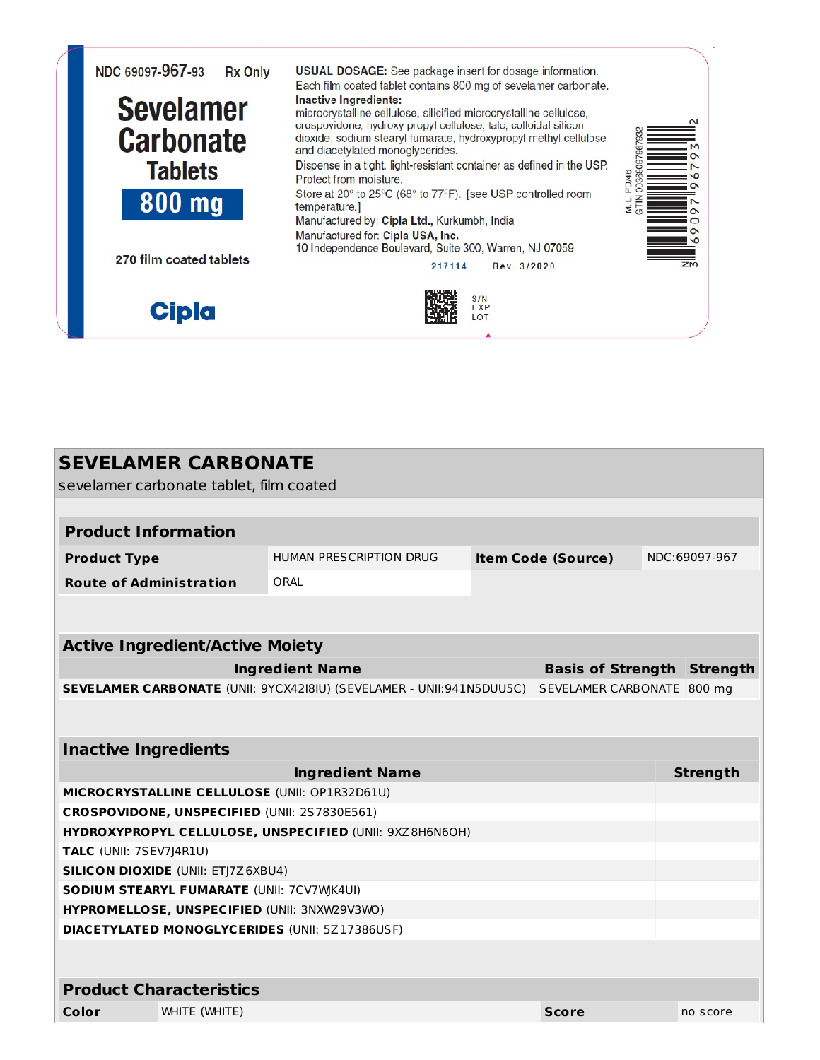NDC 69097-967-93 Rx Only

# Sevelamer Carbonate Tablets

**800 mg**

270 film coated tablets

Cipla

**USUAL DOSAGE:** See package insert for dosage information.

Each film coated tablet contains 800 mg of sevelamer carbonate.

**Inactive Ingredients:**
microcrystalline cellulose, silicified microcrystalline cellulose, crospovidone, hydroxy propyl cellulose, talc, colloidal silicon dioxide, sodium stearyl fumarate, hydroxypropyl methyl cellulose and diacetylated monoglycerides.

Dispense in a tight, light-resistant container as defined in the USP.
Protect from moisture.

Store at 20° to 25°C (68° to 77°F). [see USP controlled room temperature.]

Manufactured by: **Cipla Ltd.**, Kurkumbh, India

Manufactured for: **Cipla USA, Inc.**
10 Independence Boulevard, Suite 300, Warren, NJ 07059

217114 Rev. 3/2020

M. L. PD/46
GTIN 00369097967932

3 69097 96793 2

S/N
EXP
LOT

## SEVELAMER CARBONATE

sevelamer carbonate tablet, film coated

| Product Information | | | |
|---|---|---|---|
| **Product Type** | HUMAN PRESCRIPTION DRUG | **Item Code (Source)** | NDC:69097-967 |
| **Route of Administration** | ORAL | | |

| Active Ingredient/Active Moiety | | |
|---|---|---|
| **Ingredient Name** | **Basis of Strength** | **Strength** |
| **SEVELAMER CARBONATE** (UNII: 9YCX42I8IU) (SEVELAMER - UNII:941N5DUU5C) | SEVELAMER CARBONATE | 800 mg |

| Inactive Ingredients | |
|---|---|
| **Ingredient Name** | **Strength** |
| **MICROCRYSTALLINE CELLULOSE** (UNII: OP1R32D61U) | |
| **CROSPOVIDONE, UNSPECIFIED** (UNII: 2S7830E561) | |
| **HYDROXYPROPYL CELLULOSE, UNSPECIFIED** (UNII: 9XZ8H6N6OH) | |
| **TALC** (UNII: 7SEV7J4R1U) | |
| **SILICON DIOXIDE** (UNII: ETJ7Z6XBU4) | |
| **SODIUM STEARYL FUMARATE** (UNII: 7CV7WJK4UI) | |
| **HYPROMELLOSE, UNSPECIFIED** (UNII: 3NXW29V3WO) | |
| **DIACETYLATED MONOGLYCERIDES** (UNII: 5Z17386USF) | |

| Product Characteristics | | | |
|---|---|---|---|
| **Color** | WHITE (WHITE) | **Score** | no score |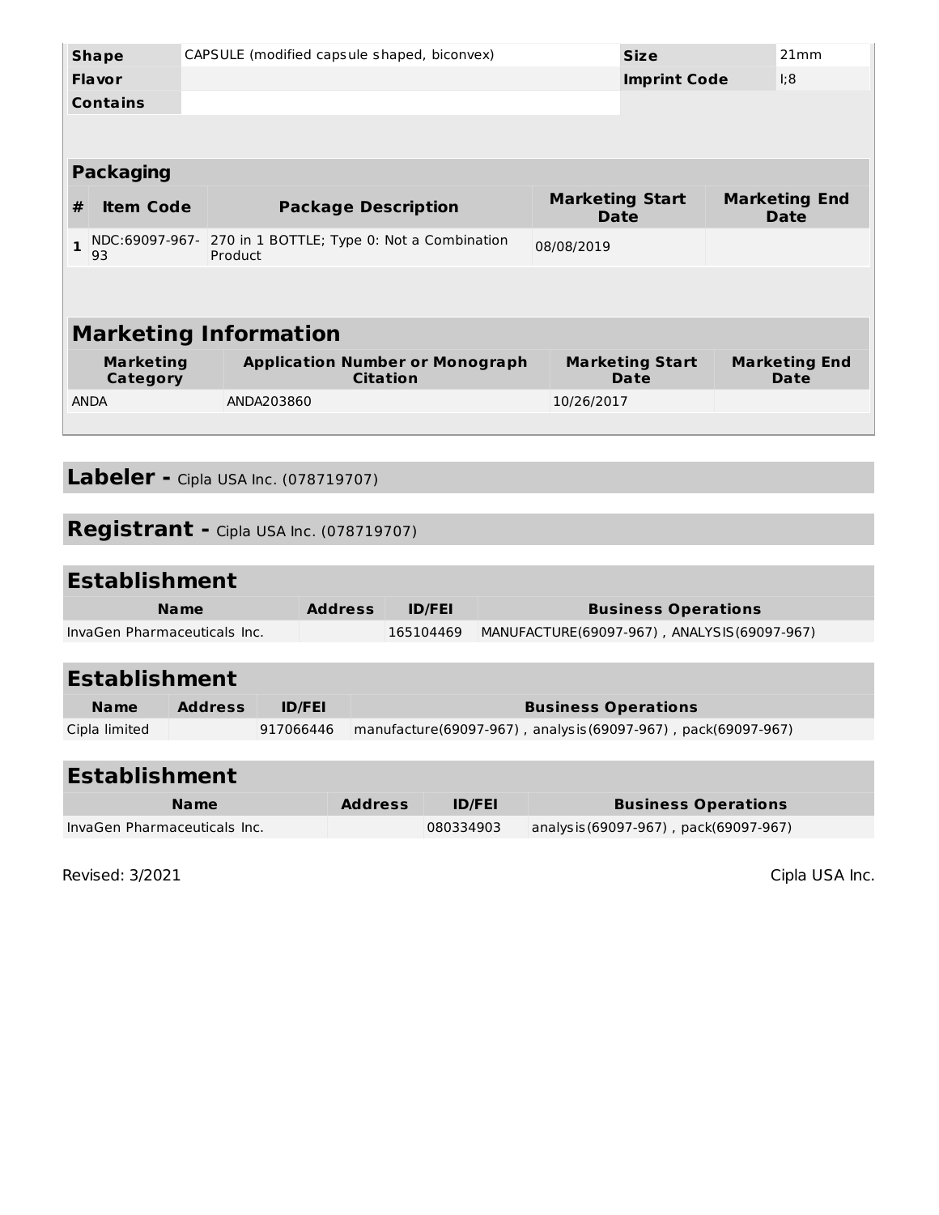| | | | |
|---|---|---|---|
| **Shape** | CAPSULE (modified capsule shaped, biconvex) | **Size** | 21mm |
| **Flavor** | | **Imprint Code** | I;8 |
| **Contains** | | | |

## Packaging

| # | Item Code | Package Description | Marketing Start Date | Marketing End Date |
|---|---|---|---|---|
| 1 | NDC:69097-967-93 | 270 in 1 BOTTLE; Type 0: Not a Combination Product | 08/08/2019 | |

## Marketing Information

| Marketing Category | Application Number or Monograph Citation | Marketing Start Date | Marketing End Date |
|---|---|---|---|
| ANDA | ANDA203860 | 10/26/2017 | |

## Labeler - Cipla USA Inc. (078719707)

## Registrant - Cipla USA Inc. (078719707)

## Establishment

| Name | Address | ID/FEI | Business Operations |
|---|---|---|---|
| InvaGen Pharmaceuticals Inc. | | 165104469 | MANUFACTURE(69097-967) , ANALYSIS(69097-967) |

## Establishment

| Name | Address | ID/FEI | Business Operations |
|---|---|---|---|
| Cipla limited | | 917066446 | manufacture(69097-967) , analysis(69097-967) , pack(69097-967) |

## Establishment

| Name | Address | ID/FEI | Business Operations |
|---|---|---|---|
| InvaGen Pharmaceuticals Inc. | | 080334903 | analysis(69097-967) , pack(69097-967) |

Revised: 3/2021

Cipla USA Inc.